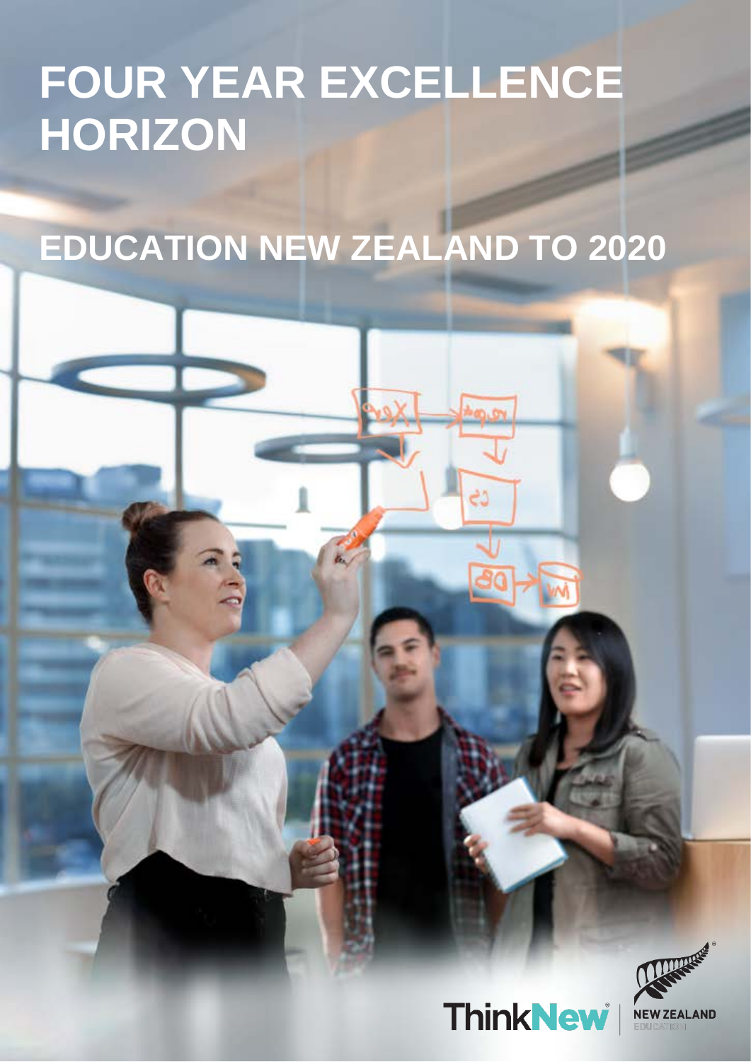# FOUR YEAR EXCELLENCE HORIZON

## EDUCATION NEW ZEALAND TO 2020

ThinkNew

NEW ZEALAND EDUCATION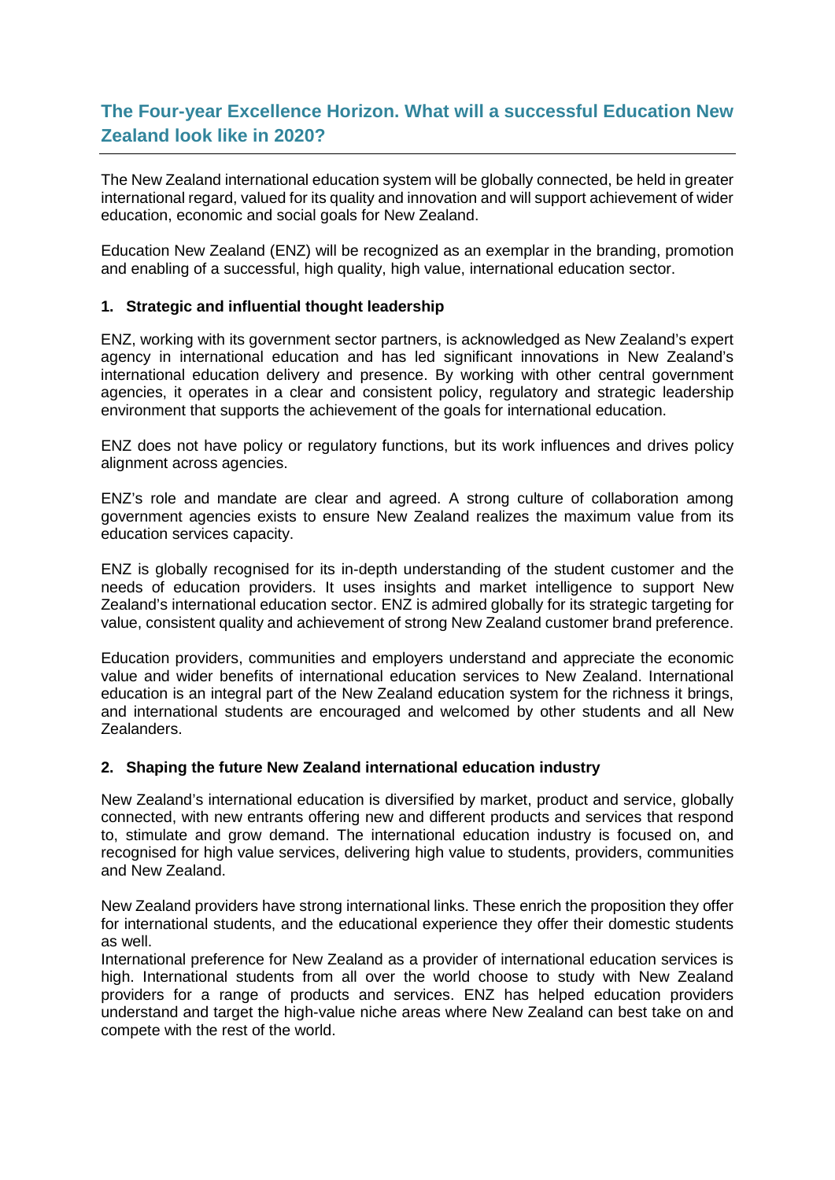## The Four-year Excellence Horizon. What will a successful Education New Zealand look like in 2020?

The New Zealand international education system will be globally connected, be held in greater international regard, valued for its quality and innovation and will support achievement of wider education, economic and social goals for New Zealand.

Education New Zealand (ENZ) will be recognized as an exemplar in the branding, promotion and enabling of a successful, high quality, high value, international education sector.

### 1. Strategic and influential thought leadership

ENZ, working with its government sector partners, is acknowledged as New Zealand's expert agency in international education and has led significant innovations in New Zealand's international education delivery and presence. By working with other central government agencies, it operates in a clear and consistent policy, regulatory and strategic leadership environment that supports the achievement of the goals for international education.

ENZ does not have policy or regulatory functions, but its work influences and drives policy alignment across agencies.

ENZ's role and mandate are clear and agreed. A strong culture of collaboration among government agencies exists to ensure New Zealand realizes the maximum value from its education services capacity.

ENZ is globally recognised for its in-depth understanding of the student customer and the needs of education providers. It uses insights and market intelligence to support New Zealand's international education sector. ENZ is admired globally for its strategic targeting for value, consistent quality and achievement of strong New Zealand customer brand preference.

Education providers, communities and employers understand and appreciate the economic value and wider benefits of international education services to New Zealand. International education is an integral part of the New Zealand education system for the richness it brings, and international students are encouraged and welcomed by other students and all New Zealanders.

### 2. Shaping the future New Zealand international education industry

New Zealand's international education is diversified by market, product and service, globally connected, with new entrants offering new and different products and services that respond to, stimulate and grow demand. The international education industry is focused on, and recognised for high value services, delivering high value to students, providers, communities and New Zealand.

New Zealand providers have strong international links. These enrich the proposition they offer for international students, and the educational experience they offer their domestic students as well.

International preference for New Zealand as a provider of international education services is high. International students from all over the world choose to study with New Zealand providers for a range of products and services. ENZ has helped education providers understand and target the high-value niche areas where New Zealand can best take on and compete with the rest of the world.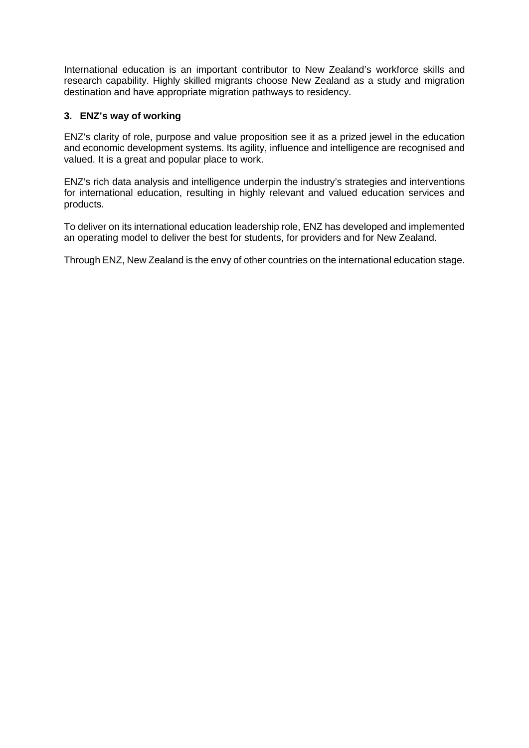International education is an important contributor to New Zealand's workforce skills and research capability. Highly skilled migrants choose New Zealand as a study and migration destination and have appropriate migration pathways to residency.

### 3. ENZ's way of working

ENZ's clarity of role, purpose and value proposition see it as a prized jewel in the education and economic development systems. Its agility, influence and intelligence are recognised and valued. It is a great and popular place to work.

ENZ's rich data analysis and intelligence underpin the industry's strategies and interventions for international education, resulting in highly relevant and valued education services and products.

To deliver on its international education leadership role, ENZ has developed and implemented an operating model to deliver the best for students, for providers and for New Zealand.

Through ENZ, New Zealand is the envy of other countries on the international education stage.